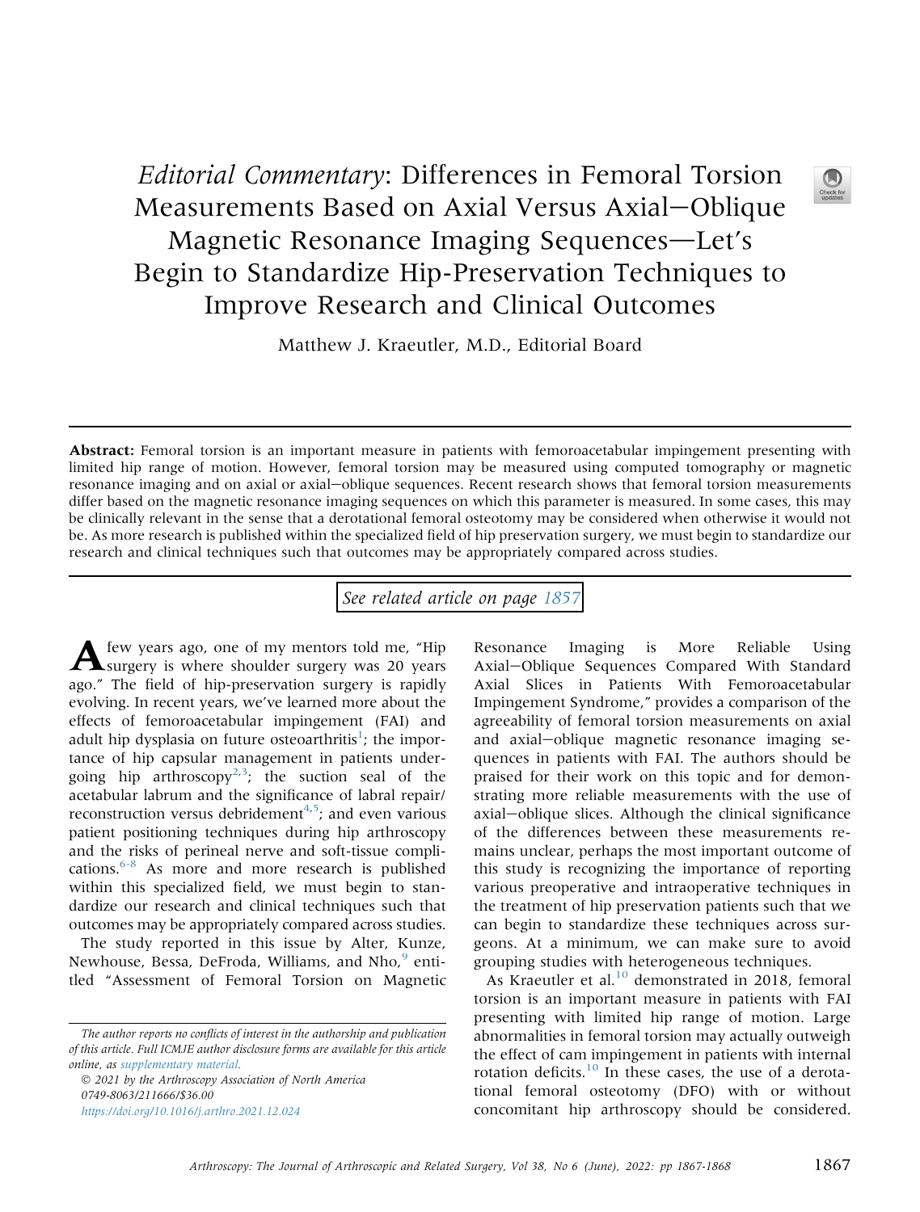# *Editorial Commentary*: Differences in Femoral Torsion Measurements Based on Axial Versus Axial−Oblique Magnetic Resonance Imaging Sequences—Let's Begin to Standardize Hip-Preservation Techniques to Improve Research and Clinical Outcomes

Matthew J. Kraeutler, M.D., Editorial Board

**Abstract:** Femoral torsion is an important measure in patients with femoroacetabular impingement presenting with limited hip range of motion. However, femoral torsion may be measured using computed tomography or magnetic resonance imaging and on axial or axial−oblique sequences. Recent research shows that femoral torsion measurements differ based on the magnetic resonance imaging sequences on which this parameter is measured. In some cases, this may be clinically relevant in the sense that a derotational femoral osteotomy may be considered when otherwise it would not be. As more research is published within the specialized field of hip preservation surgery, we must begin to standardize our research and clinical techniques such that outcomes may be appropriately compared across studies.

*See related article on page 1857*

A few years ago, one of my mentors told me, "Hip surgery is where shoulder surgery was 20 years ago." The field of hip-preservation surgery is rapidly evolving. In recent years, we've learned more about the effects of femoroacetabular impingement (FAI) and adult hip dysplasia on future osteoarthritis[1]; the importance of hip capsular management in patients undergoing hip arthroscopy[2,3]; the suction seal of the acetabular labrum and the significance of labral repair/reconstruction versus debridement[4,5]; and even various patient positioning techniques during hip arthroscopy and the risks of perineal nerve and soft-tissue complications.[6-8] As more and more research is published within this specialized field, we must begin to standardize our research and clinical techniques such that outcomes may be appropriately compared across studies.

The study reported in this issue by Alter, Kunze, Newhouse, Bessa, DeFroda, Williams, and Nho,[9] entitled "Assessment of Femoral Torsion on Magnetic Resonance Imaging is More Reliable Using Axial−Oblique Sequences Compared With Standard Axial Slices in Patients With Femoroacetabular Impingement Syndrome," provides a comparison of the agreeability of femoral torsion measurements on axial and axial−oblique magnetic resonance imaging sequences in patients with FAI. The authors should be praised for their work on this topic and for demonstrating more reliable measurements with the use of axial−oblique slices. Although the clinical significance of the differences between these measurements remains unclear, perhaps the most important outcome of this study is recognizing the importance of reporting various preoperative and intraoperative techniques in the treatment of hip preservation patients such that we can begin to standardize these techniques across surgeons. At a minimum, we can make sure to avoid grouping studies with heterogeneous techniques.

As Kraeutler et al.[10] demonstrated in 2018, femoral torsion is an important measure in patients with FAI presenting with limited hip range of motion. Large abnormalities in femoral torsion may actually outweigh the effect of cam impingement in patients with internal rotation deficits.[10] In these cases, the use of a derotational femoral osteotomy (DFO) with or without concomitant hip arthroscopy should be considered.

*The author reports no conflicts of interest in the authorship and publication of this article. Full ICMJE author disclosure forms are available for this article online, as supplementary material.*

*© 2021 by the Arthroscopy Association of North America*
*0749-8063/211666/$36.00*
*https://doi.org/10.1016/j.arthro.2021.12.024*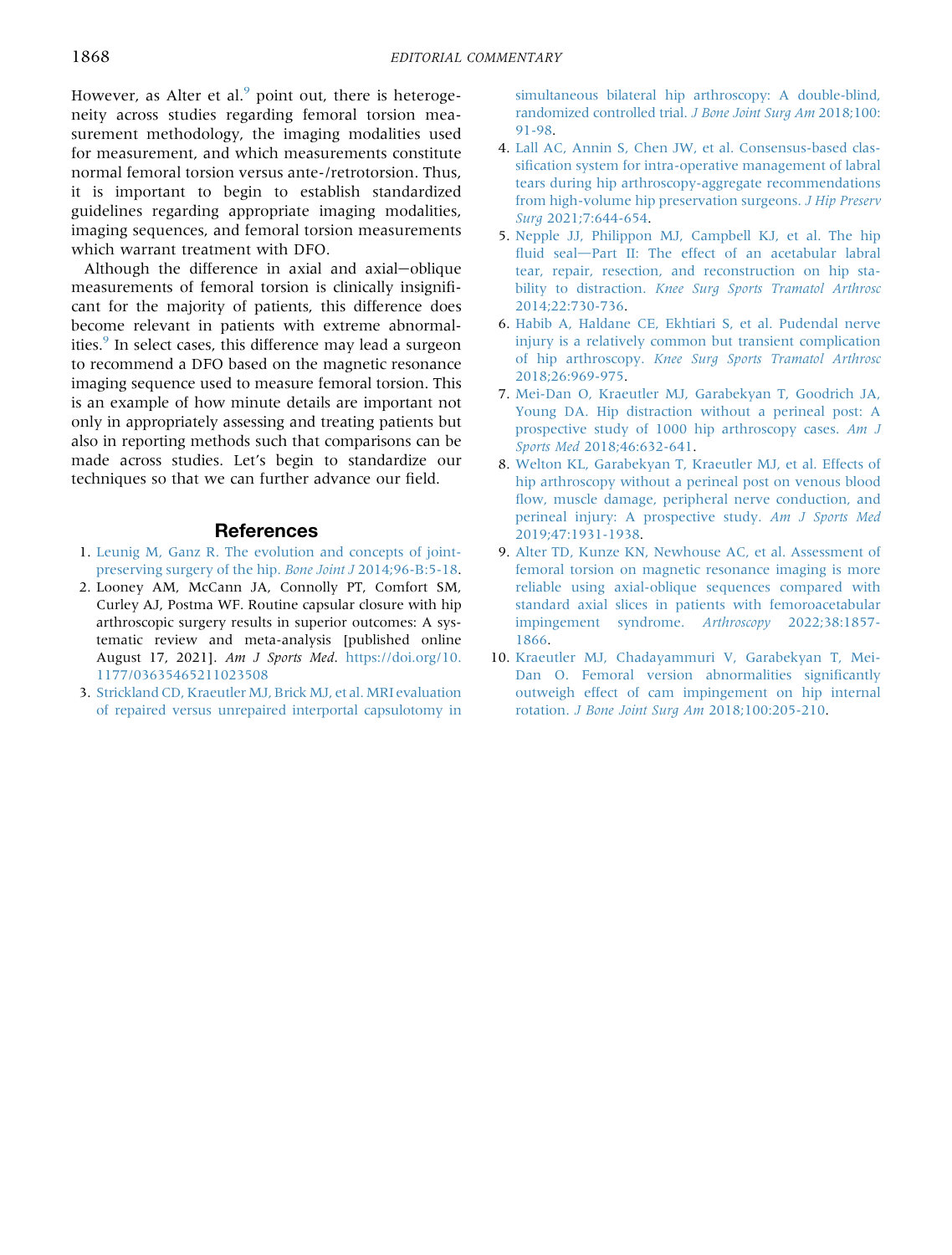However, as Alter et al.[9] point out, there is heterogeneity across studies regarding femoral torsion measurement methodology, the imaging modalities used for measurement, and which measurements constitute normal femoral torsion versus ante-/retrotorsion. Thus, it is important to begin to establish standardized guidelines regarding appropriate imaging modalities, imaging sequences, and femoral torsion measurements which warrant treatment with DFO.

Although the difference in axial and axial–oblique measurements of femoral torsion is clinically insignificant for the majority of patients, this difference does become relevant in patients with extreme abnormalities.[9] In select cases, this difference may lead a surgeon to recommend a DFO based on the magnetic resonance imaging sequence used to measure femoral torsion. This is an example of how minute details are important not only in appropriately assessing and treating patients but also in reporting methods such that comparisons can be made across studies. Let's begin to standardize our techniques so that we can further advance our field.

## References

1. Leunig M, Ganz R. The evolution and concepts of joint-preserving surgery of the hip. *Bone Joint J* 2014;96-B:5-18.
2. Looney AM, McCann JA, Connolly PT, Comfort SM, Curley AJ, Postma WF. Routine capsular closure with hip arthroscopic surgery results in superior outcomes: A systematic review and meta-analysis [published online August 17, 2021]. *Am J Sports Med*. https://doi.org/10.1177/03635465211023508
3. Strickland CD, Kraeutler MJ, Brick MJ, et al. MRI evaluation of repaired versus unrepaired interportal capsulotomy in simultaneous bilateral hip arthroscopy: A double-blind, randomized controlled trial. *J Bone Joint Surg Am* 2018;100:91-98.
4. Lall AC, Annin S, Chen JW, et al. Consensus-based classification system for intra-operative management of labral tears during hip arthroscopy-aggregate recommendations from high-volume hip preservation surgeons. *J Hip Preserv Surg* 2021;7:644-654.
5. Nepple JJ, Philippon MJ, Campbell KJ, et al. The hip fluid seal—Part II: The effect of an acetabular labral tear, repair, resection, and reconstruction on hip stability to distraction. *Knee Surg Sports Tramatol Arthrosc* 2014;22:730-736.
6. Habib A, Haldane CE, Ekhtiari S, et al. Pudendal nerve injury is a relatively common but transient complication of hip arthroscopy. *Knee Surg Sports Tramatol Arthrosc* 2018;26:969-975.
7. Mei-Dan O, Kraeutler MJ, Garabekyan T, Goodrich JA, Young DA. Hip distraction without a perineal post: A prospective study of 1000 hip arthroscopy cases. *Am J Sports Med* 2018;46:632-641.
8. Welton KL, Garabekyan T, Kraeutler MJ, et al. Effects of hip arthroscopy without a perineal post on venous blood flow, muscle damage, peripheral nerve conduction, and perineal injury: A prospective study. *Am J Sports Med* 2019;47:1931-1938.
9. Alter TD, Kunze KN, Newhouse AC, et al. Assessment of femoral torsion on magnetic resonance imaging is more reliable using axial-oblique sequences compared with standard axial slices in patients with femoroacetabular impingement syndrome. *Arthroscopy* 2022;38:1857-1866.
10. Kraeutler MJ, Chadayammuri V, Garabekyan T, Mei-Dan O. Femoral version abnormalities significantly outweigh effect of cam impingement on hip internal rotation. *J Bone Joint Surg Am* 2018;100:205-210.